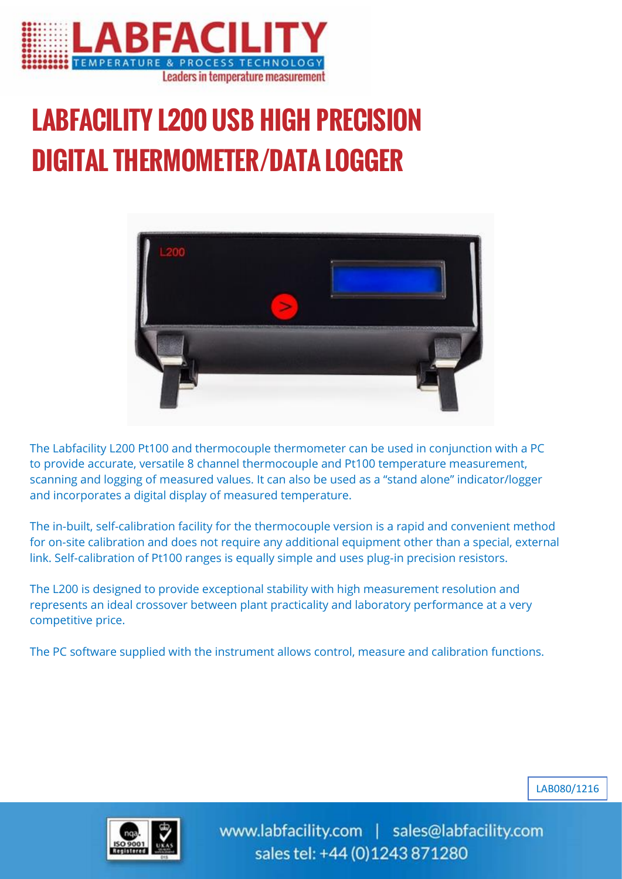# LABFACILITY L200 USB HIGH PRECISION DIGITAL THERMOMETER/DATA LOGGER

The Labfacility L200 Pt100 and thermocouple thermometer can be used in conjunction with a PC to provide accurate, versatile 8 channel thermocouple and Pt100 temperature measurement, scanning and logging of measured values. It can also be used as a "stand alone" indicator/logger and incorporates a digital display of measured temperature.

The in-built, self-calibration facility for the thermocouple version is a rapid and convenient method for on-site calibration and does not require any additional equipment other than a special, external link. Self-calibration of Pt100 ranges is equally simple and uses plug-in precision resistors.

The L200 is designed to provide exceptional stability with high measurement resolution and represents an ideal crossover between plant practicality and laboratory performance at a very competitive price.

The PC software supplied with the instrument allows control, measure and calibration functions.

LAB080/1216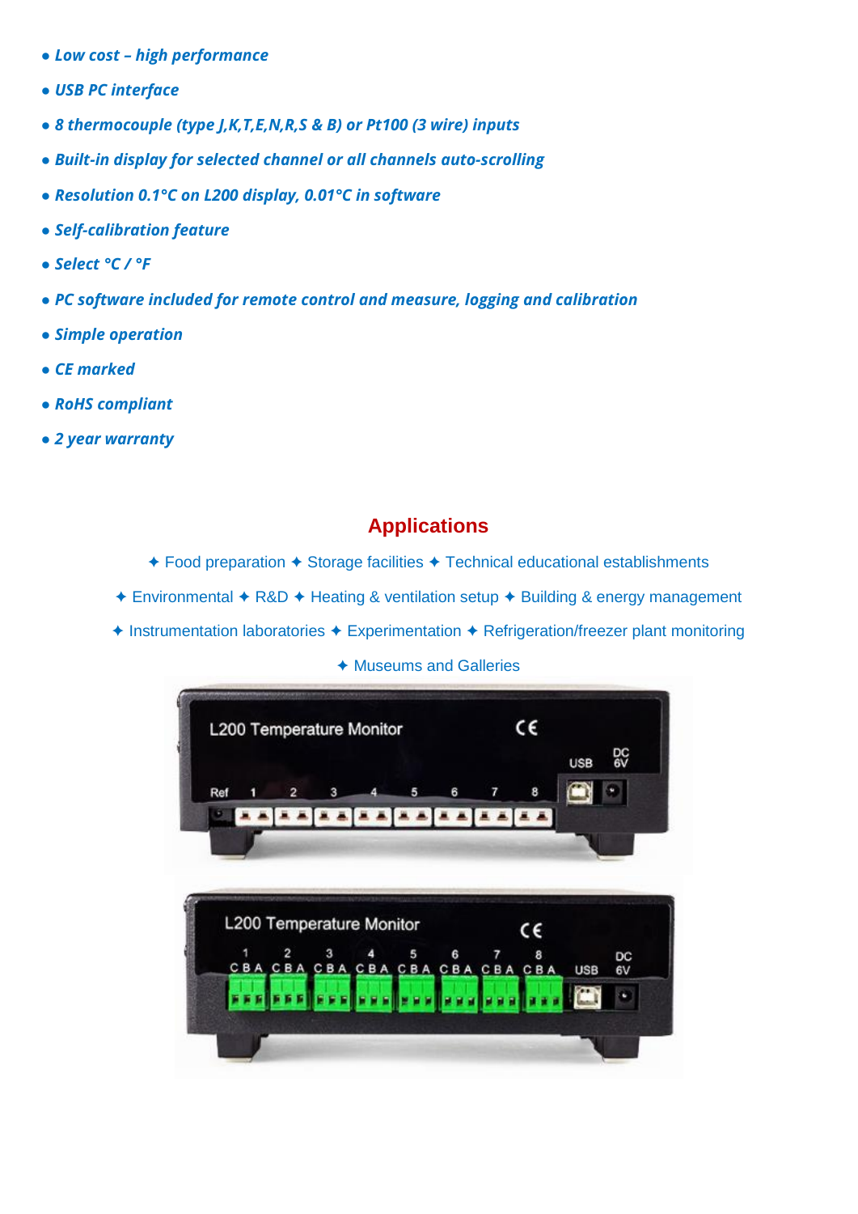- *Low cost – high performance*
- *USB PC interface*
- *8 thermocouple (type J,K,T,E,N,R,S & B) or Pt100 (3 wire) inputs*
- *Built-in display for selected channel or all channels auto-scrolling*
- *Resolution 0.1°C on L200 display, 0.01°C in software*
- *Self-calibration feature*
- *Select °C / °F*
- *PC software included for remote control and measure, logging and calibration*
- *Simple operation*
- *CE marked*
- *RoHS compliant*
- *2 year warranty*

## Applications

✦ Food preparation ✦ Storage facilities ✦ Technical educational establishments

✦ Environmental ✦ R&D ✦ Heating & ventilation setup ✦ Building & energy management

✦ Instrumentation laboratories ✦ Experimentation ✦ Refrigeration/freezer plant monitoring

✦ Museums and Galleries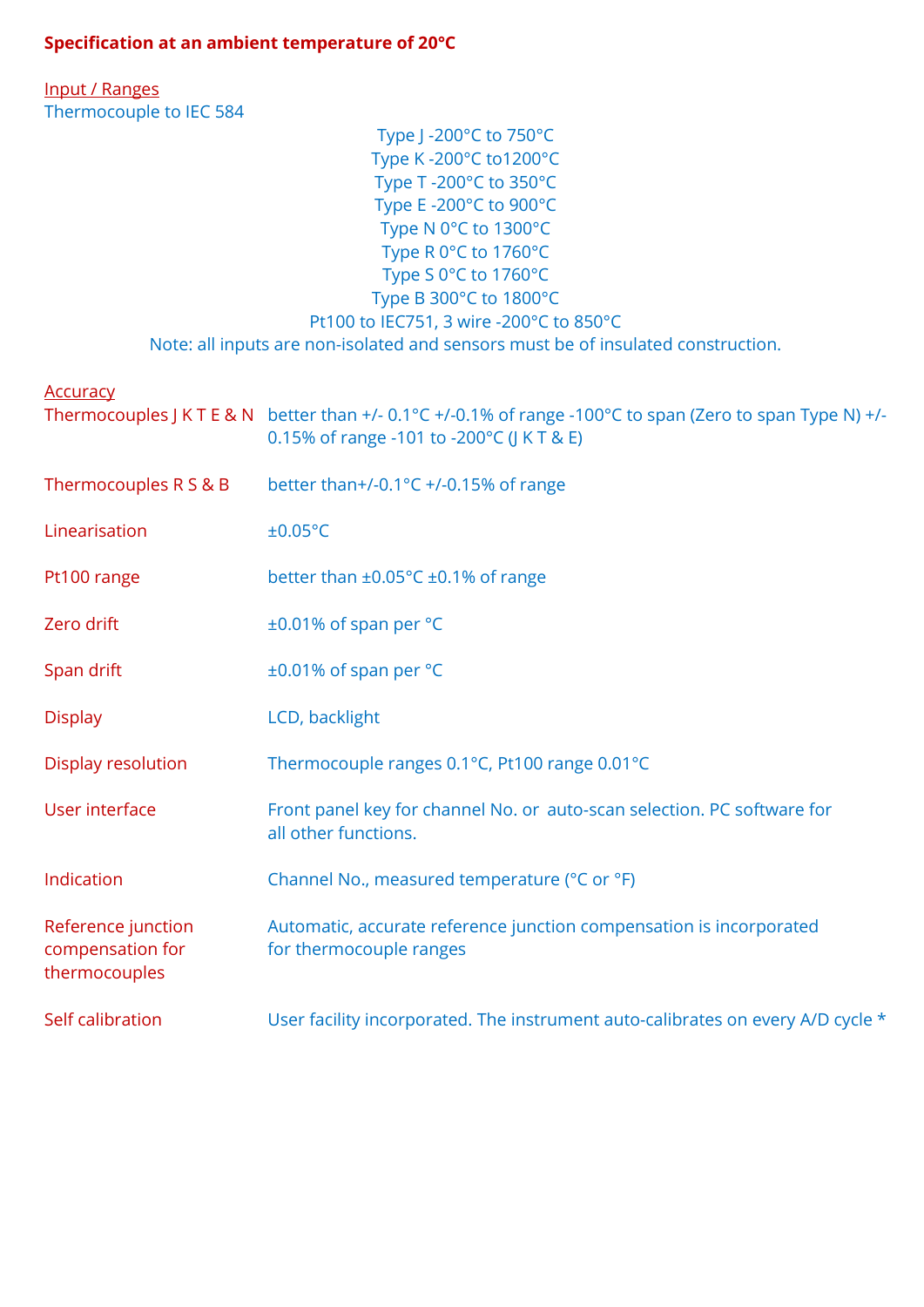**Specification at an ambient temperature of 20°C**

Input / Ranges

Thermocouple to IEC 584

Type J -200°C to 750°C
Type K -200°C to1200°C
Type T -200°C to 350°C
Type E -200°C to 900°C
Type N 0°C to 1300°C
Type R 0°C to 1760°C
Type S 0°C to 1760°C
Type B 300°C to 1800°C
Pt100 to IEC751, 3 wire -200°C to 850°C

Note: all inputs are non-isolated and sensors must be of insulated construction.

Accuracy

| | |
|---|---|
| Thermocouples J K T E & N | better than +/- 0.1°C +/-0.1% of range -100°C to span (Zero to span Type N) +/- 0.15% of range -101 to -200°C (J K T & E) |
| Thermocouples R S & B | better than+/-0.1°C +/-0.15% of range |
| Linearisation | ±0.05°C |
| Pt100 range | better than ±0.05°C ±0.1% of range |
| Zero drift | ±0.01% of span per °C |
| Span drift | ±0.01% of span per °C |
| Display | LCD, backlight |
| Display resolution | Thermocouple ranges 0.1°C, Pt100 range 0.01°C |
| User interface | Front panel key for channel No. or auto-scan selection. PC software for all other functions. |
| Indication | Channel No., measured temperature (°C or °F) |
| Reference junction compensation for thermocouples | Automatic, accurate reference junction compensation is incorporated for thermocouple ranges |
| Self calibration | User facility incorporated. The instrument auto-calibrates on every A/D cycle * |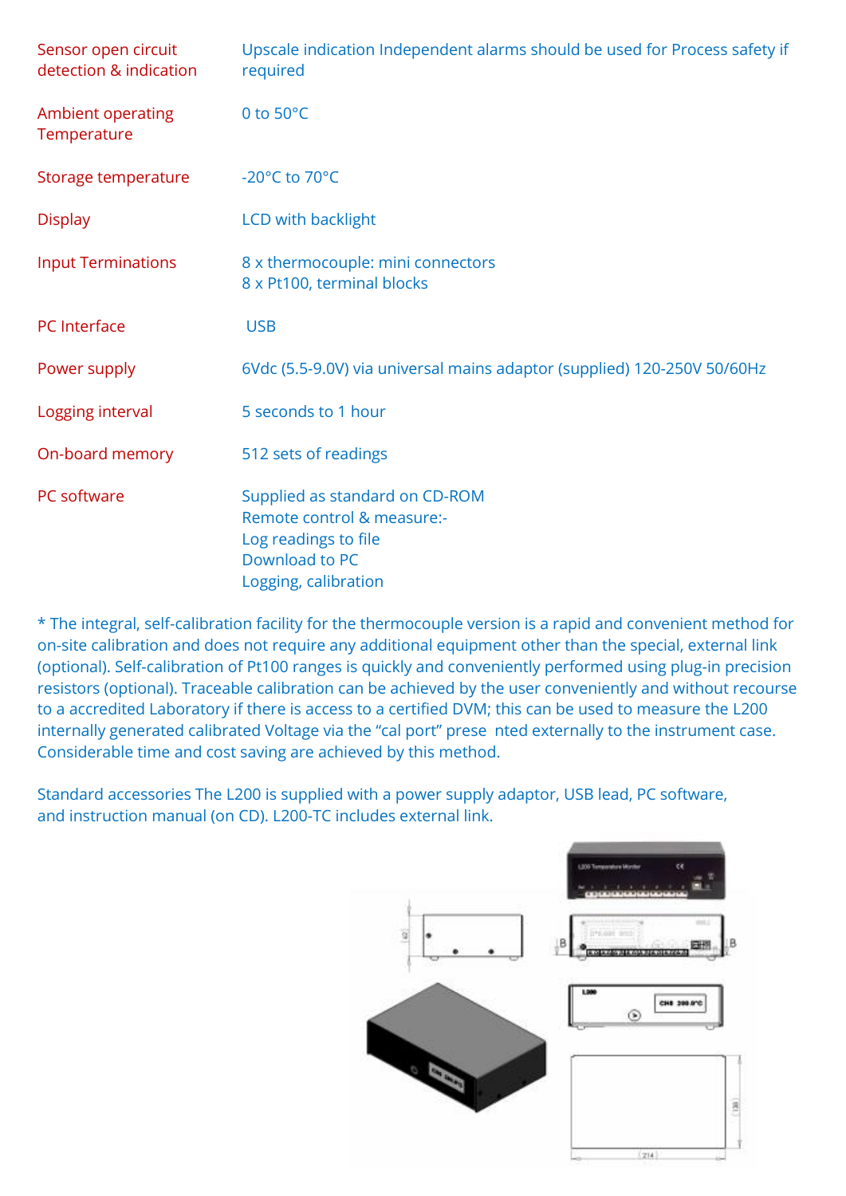| | |
|---|---|
| Sensor open circuit detection & indication | Upscale indication Independent alarms should be used for Process safety if required |
| Ambient operating Temperature | 0 to 50°C |
| Storage temperature | -20°C to 70°C |
| Display | LCD with backlight |
| Input Terminations | 8 x thermocouple: mini connectors<br>8 x Pt100, terminal blocks |
| PC Interface | USB |
| Power supply | 6Vdc (5.5-9.0V) via universal mains adaptor (supplied) 120-250V 50/60Hz |
| Logging interval | 5 seconds to 1 hour |
| On-board memory | 512 sets of readings |
| PC software | Supplied as standard on CD-ROM<br>Remote control & measure:-<br>Log readings to file<br>Download to PC<br>Logging, calibration |

* The integral, self-calibration facility for the thermocouple version is a rapid and convenient method for on-site calibration and does not require any additional equipment other than the special, external link (optional). Self-calibration of Pt100 ranges is quickly and conveniently performed using plug-in precision resistors (optional). Traceable calibration can be achieved by the user conveniently and without recourse to a accredited Laboratory if there is access to a certified DVM; this can be used to measure the L200 internally generated calibrated Voltage via the "cal port" presented externally to the instrument case. Considerable time and cost saving are achieved by this method.

Standard accessories The L200 is supplied with a power supply adaptor, USB lead, PC software, and instruction manual (on CD). L200-TC includes external link.